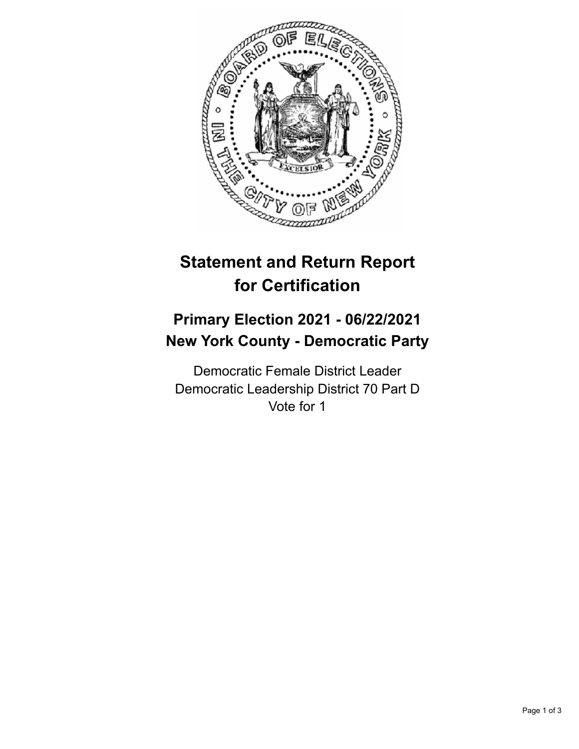# Statement and Return Report for Certification

## Primary Election 2021 - 06/22/2021
## New York County - Democratic Party

Democratic Female District Leader
Democratic Leadership District 70 Part D
Vote for 1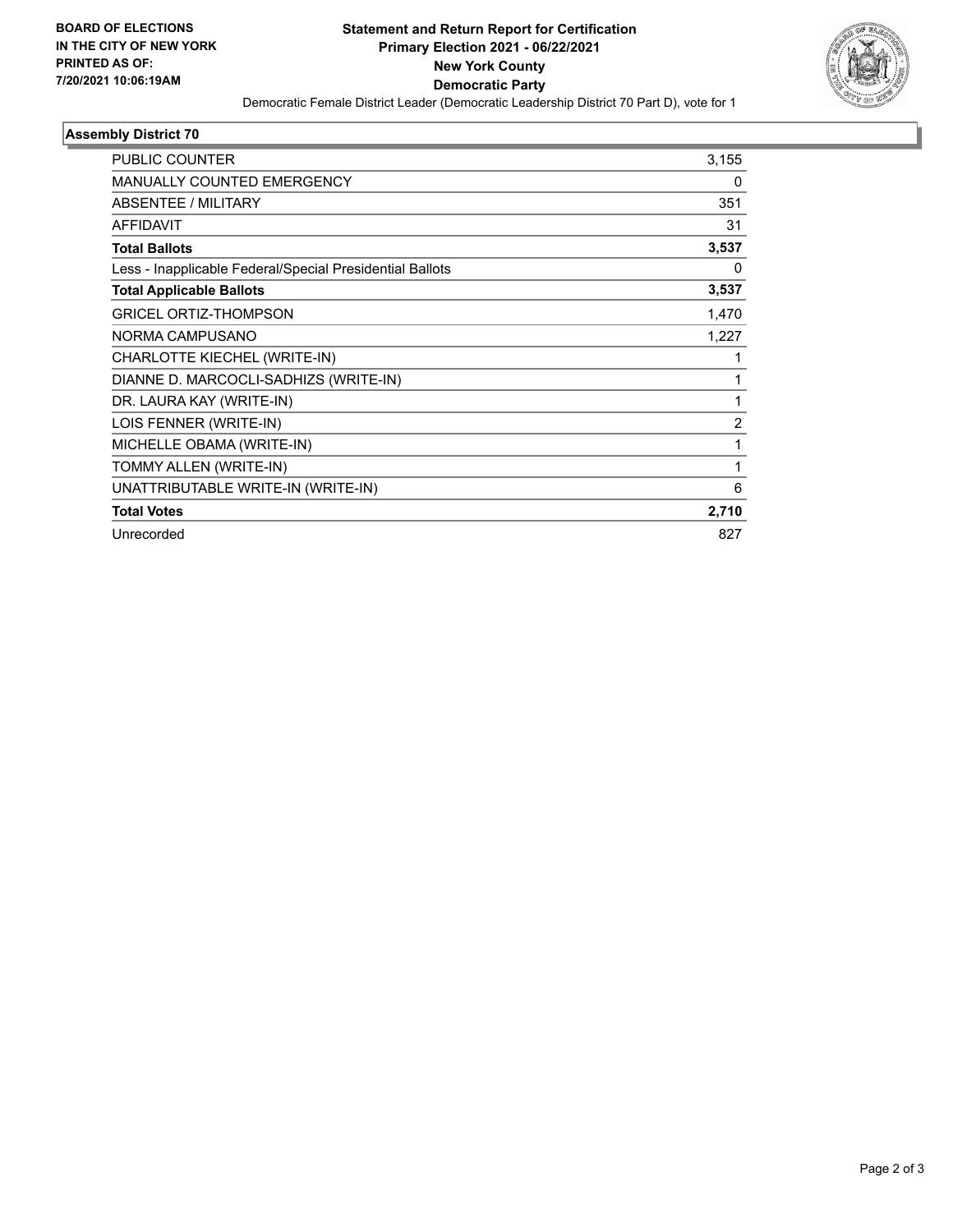BOARD OF ELECTIONS
IN THE CITY OF NEW YORK
PRINTED AS OF:
7/20/2021 10:06:19AM

**Statement and Return Report for Certification**
**Primary Election 2021 - 06/22/2021**
**New York County**
**Democratic Party**
Democratic Female District Leader (Democratic Leadership District 70 Part D), vote for 1

## Assembly District 70

| | |
|---|---|
| PUBLIC COUNTER | 3,155 |
| MANUALLY COUNTED EMERGENCY | 0 |
| ABSENTEE / MILITARY | 351 |
| AFFIDAVIT | 31 |
| **Total Ballots** | **3,537** |
| Less - Inapplicable Federal/Special Presidential Ballots | 0 |
| **Total Applicable Ballots** | **3,537** |
| GRICEL ORTIZ-THOMPSON | 1,470 |
| NORMA CAMPUSANO | 1,227 |
| CHARLOTTE KIECHEL (WRITE-IN) | 1 |
| DIANNE D. MARCOCLI-SADHIZS (WRITE-IN) | 1 |
| DR. LAURA KAY (WRITE-IN) | 1 |
| LOIS FENNER (WRITE-IN) | 2 |
| MICHELLE OBAMA (WRITE-IN) | 1 |
| TOMMY ALLEN (WRITE-IN) | 1 |
| UNATTRIBUTABLE WRITE-IN (WRITE-IN) | 6 |
| **Total Votes** | **2,710** |
| Unrecorded | 827 |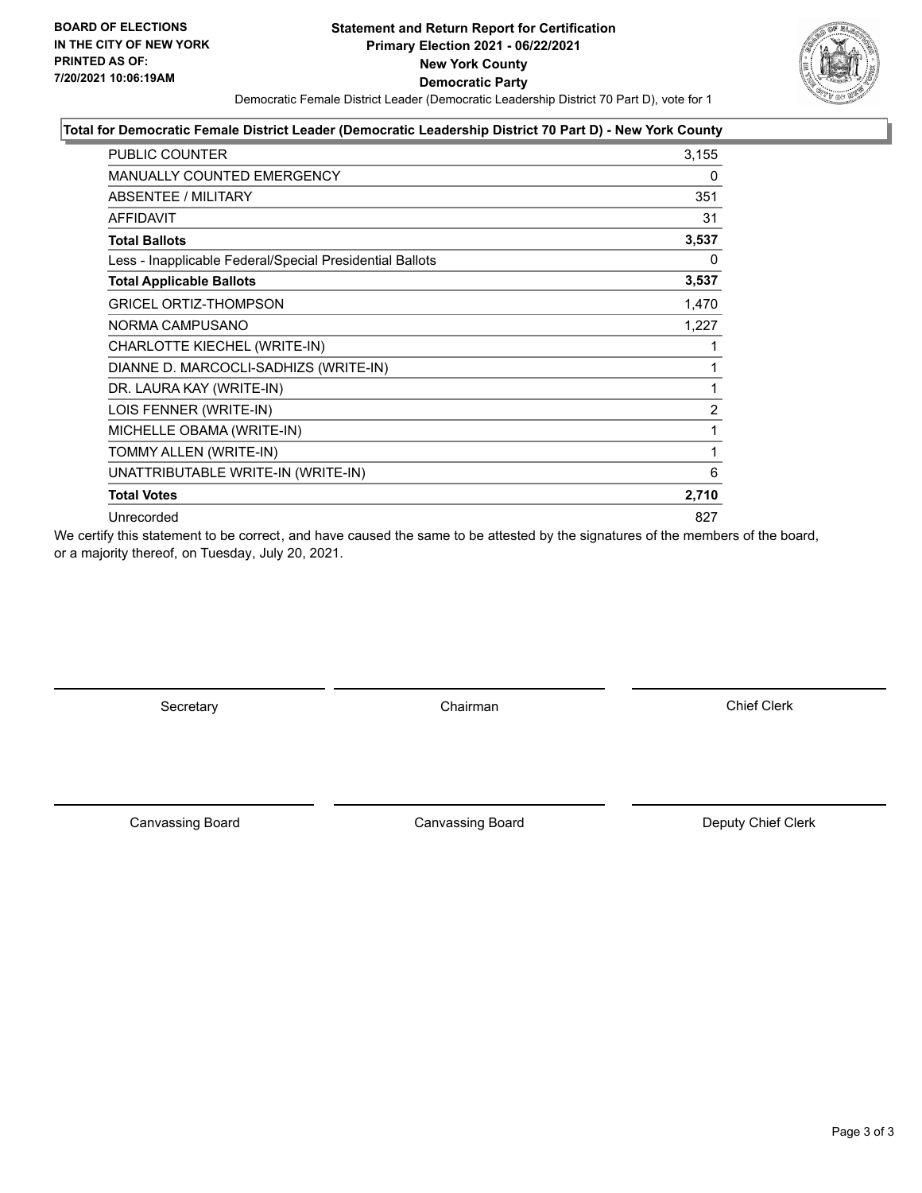**BOARD OF ELECTIONS IN THE CITY OF NEW YORK PRINTED AS OF: 7/20/2021 10:06:19AM**

# Statement and Return Report for Certification
## Primary Election 2021 - 06/22/2021
## New York County
## Democratic Party

Democratic Female District Leader (Democratic Leadership District 70 Part D), vote for 1

**Total for Democratic Female District Leader (Democratic Leadership District 70 Part D) - New York County**

| | |
|---|---|
| PUBLIC COUNTER | 3,155 |
| MANUALLY COUNTED EMERGENCY | 0 |
| ABSENTEE / MILITARY | 351 |
| AFFIDAVIT | 31 |
| **Total Ballots** | **3,537** |
| Less - Inapplicable Federal/Special Presidential Ballots | 0 |
| **Total Applicable Ballots** | **3,537** |
| GRICEL ORTIZ-THOMPSON | 1,470 |
| NORMA CAMPUSANO | 1,227 |
| CHARLOTTE KIECHEL (WRITE-IN) | 1 |
| DIANNE D. MARCOCLI-SADHIZS (WRITE-IN) | 1 |
| DR. LAURA KAY (WRITE-IN) | 1 |
| LOIS FENNER (WRITE-IN) | 2 |
| MICHELLE OBAMA (WRITE-IN) | 1 |
| TOMMY ALLEN (WRITE-IN) | 1 |
| UNATTRIBUTABLE WRITE-IN (WRITE-IN) | 6 |
| **Total Votes** | **2,710** |
| Unrecorded | 827 |

We certify this statement to be correct, and have caused the same to be attested by the signatures of the members of the board, or a majority thereof, on Tuesday, July 20, 2021.

Secretary

Chairman

Chief Clerk

Canvassing Board

Canvassing Board

Deputy Chief Clerk